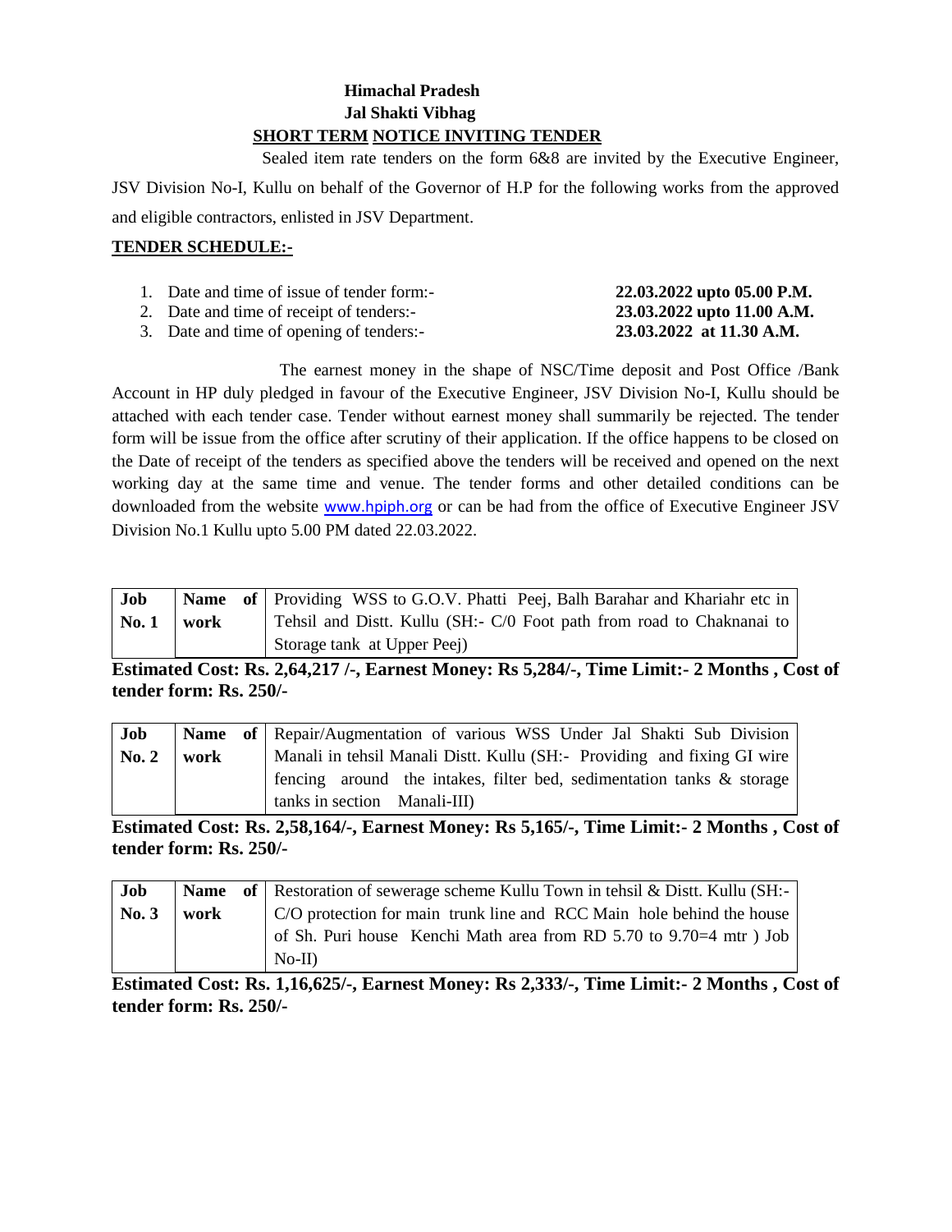**Himachal Pradesh**
**Jal Shakti Vibhag**

## SHORT TERM NOTICE INVITING TENDER

Sealed item rate tenders on the form 6&8 are invited by the Executive Engineer, JSV Division No-I, Kullu on behalf of the Governor of H.P for the following works from the approved and eligible contractors, enlisted in JSV Department.

**TENDER SCHEDULE:-**

1. Date and time of issue of tender form:- **22.03.2022 upto 05.00 P.M.**
2. Date and time of receipt of tenders:- **23.03.2022 upto 11.00 A.M.**
3. Date and time of opening of tenders:- **23.03.2022 at 11.30 A.M.**

The earnest money in the shape of NSC/Time deposit and Post Office /Bank Account in HP duly pledged in favour of the Executive Engineer, JSV Division No-I, Kullu should be attached with each tender case. Tender without earnest money shall summarily be rejected. The tender form will be issue from the office after scrutiny of their application. If the office happens to be closed on the Date of receipt of the tenders as specified above the tenders will be received and opened on the next working day at the same time and venue. The tender forms and other detailed conditions can be downloaded from the website www.hpiph.org or can be had from the office of Executive Engineer JSV Division No.1 Kullu upto 5.00 PM dated 22.03.2022.

| **Job No. 1** | **Name of work** | Providing WSS to G.O.V. Phatti Peej, Balh Barahar and Khariahr etc in Tehsil and Distt. Kullu (SH:- C/0 Foot path from road to Chaknanai to Storage tank at Upper Peej) |
|---|---|---|

**Estimated Cost: Rs. 2,64,217 /-, Earnest Money: Rs 5,284/-, Time Limit:- 2 Months , Cost of tender form: Rs. 250/-**

| **Job No. 2** | **Name of work** | Repair/Augmentation of various WSS Under Jal Shakti Sub Division Manali in tehsil Manali Distt. Kullu (SH:- Providing and fixing GI wire fencing around the intakes, filter bed, sedimentation tanks & storage tanks in section Manali-III) |
|---|---|---|

**Estimated Cost: Rs. 2,58,164/-, Earnest Money: Rs 5,165/-, Time Limit:- 2 Months , Cost of tender form: Rs. 250/-**

| **Job No. 3** | **Name of work** | Restoration of sewerage scheme Kullu Town in tehsil & Distt. Kullu (SH:- C/O protection for main trunk line and RCC Main hole behind the house of Sh. Puri house Kenchi Math area from RD 5.70 to 9.70=4 mtr ) Job No-II) |
|---|---|---|

**Estimated Cost: Rs. 1,16,625/-, Earnest Money: Rs 2,333/-, Time Limit:- 2 Months , Cost of tender form: Rs. 250/-**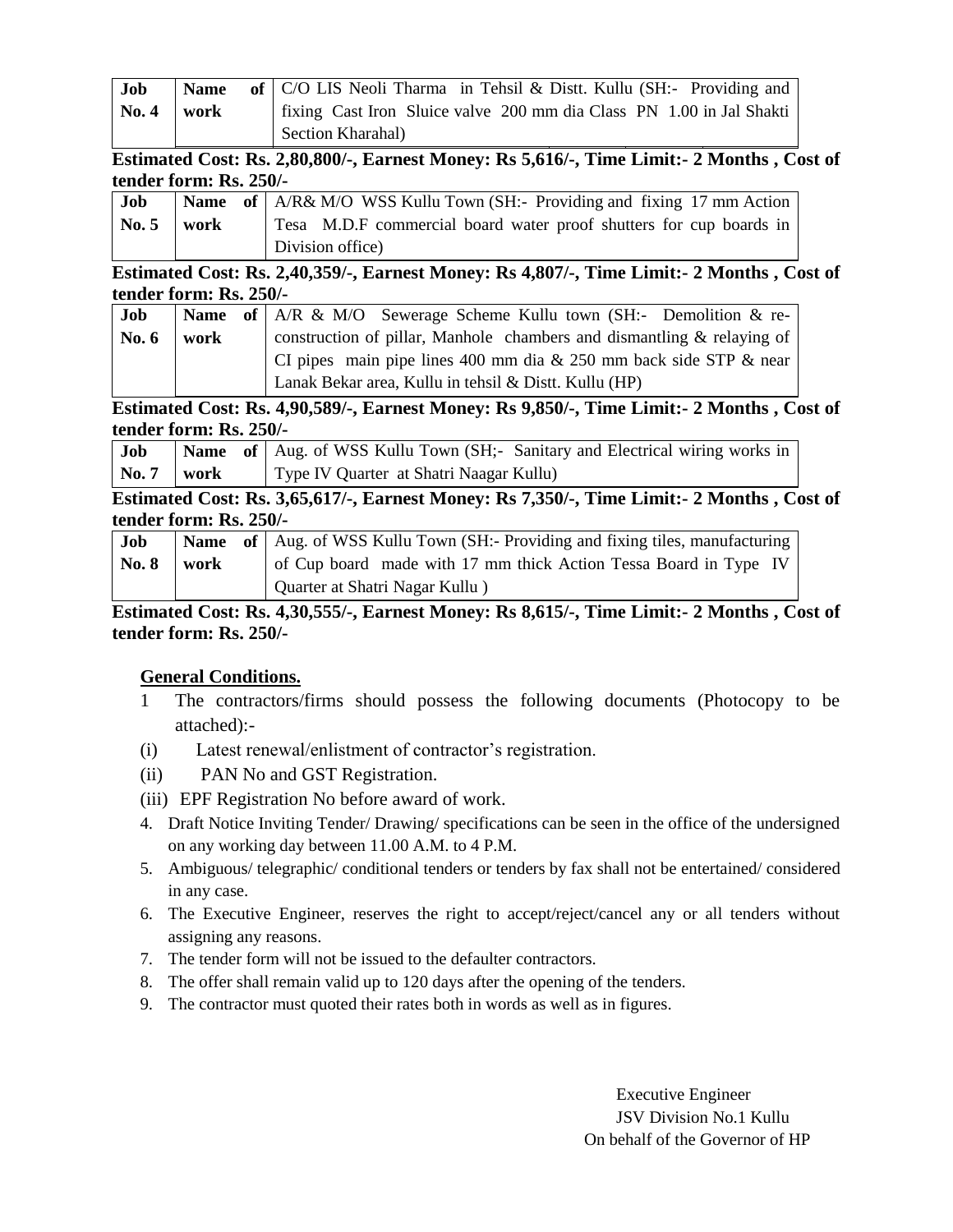| Job No. 4 | Name of work | C/O LIS Neoli Tharma in Tehsil & Distt. Kullu (SH:- Providing and fixing Cast Iron Sluice valve 200 mm dia Class PN 1.00 in Jal Shakti Section Kharahal) |
|---|---|---|

**Estimated Cost: Rs. 2,80,800/-, Earnest Money: Rs 5,616/-, Time Limit:- 2 Months , Cost of tender form: Rs. 250/-**

| Job No. 5 | Name of work | A/R& M/O WSS Kullu Town (SH:- Providing and fixing 17 mm Action Tesa M.D.F commercial board water proof shutters for cup boards in Division office) |
|---|---|---|

**Estimated Cost: Rs. 2,40,359/-, Earnest Money: Rs 4,807/-, Time Limit:- 2 Months , Cost of tender form: Rs. 250/-**

| Job No. 6 | Name of work | A/R & M/O Sewerage Scheme Kullu town (SH:- Demolition & re-construction of pillar, Manhole chambers and dismantling & relaying of CI pipes main pipe lines 400 mm dia & 250 mm back side STP & near Lanak Bekar area, Kullu in tehsil & Distt. Kullu (HP) |
|---|---|---|

**Estimated Cost: Rs. 4,90,589/-, Earnest Money: Rs 9,850/-, Time Limit:- 2 Months , Cost of tender form: Rs. 250/-**

| Job No. 7 | Name of work | Aug. of WSS Kullu Town (SH;- Sanitary and Electrical wiring works in Type IV Quarter at Shatri Naagar Kullu) |
|---|---|---|

**Estimated Cost: Rs. 3,65,617/-, Earnest Money: Rs 7,350/-, Time Limit:- 2 Months , Cost of tender form: Rs. 250/-**

| Job No. 8 | Name of work | Aug. of WSS Kullu Town (SH:- Providing and fixing tiles, manufacturing of Cup board made with 17 mm thick Action Tessa Board in Type IV Quarter at Shatri Nagar Kullu ) |
|---|---|---|

**Estimated Cost: Rs. 4,30,555/-, Earnest Money: Rs 8,615/-, Time Limit:- 2 Months , Cost of tender form: Rs. 250/-**

**General Conditions.**

1 The contractors/firms should possess the following documents (Photocopy to be attached):-

(i) Latest renewal/enlistment of contractor's registration.

(ii) PAN No and GST Registration.

(iii) EPF Registration No before award of work.

4. Draft Notice Inviting Tender/ Drawing/ specifications can be seen in the office of the undersigned on any working day between 11.00 A.M. to 4 P.M.
5. Ambiguous/ telegraphic/ conditional tenders or tenders by fax shall not be entertained/ considered in any case.
6. The Executive Engineer, reserves the right to accept/reject/cancel any or all tenders without assigning any reasons.
7. The tender form will not be issued to the defaulter contractors.
8. The offer shall remain valid up to 120 days after the opening of the tenders.
9. The contractor must quoted their rates both in words as well as in figures.

Executive Engineer
JSV Division No.1 Kullu
On behalf of the Governor of HP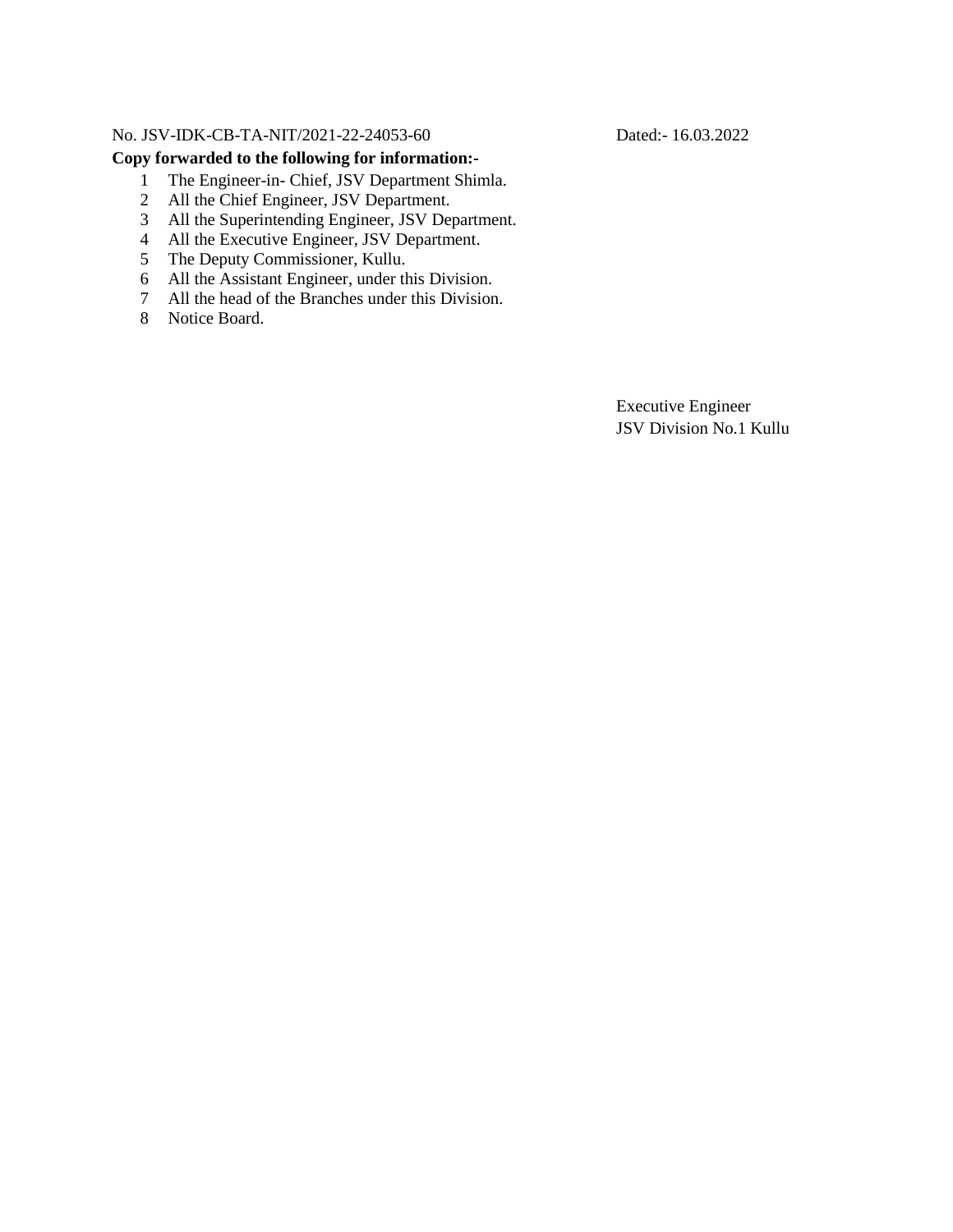No. JSV-IDK-CB-TA-NIT/2021-22-24053-60 Dated:- 16.03.2022

**Copy forwarded to the following for information:-**

1. The Engineer-in- Chief, JSV Department Shimla.
2. All the Chief Engineer, JSV Department.
3. All the Superintending Engineer, JSV Department.
4. All the Executive Engineer, JSV Department.
5. The Deputy Commissioner, Kullu.
6. All the Assistant Engineer, under this Division.
7. All the head of the Branches under this Division.
8. Notice Board.

Executive Engineer
JSV Division No.1 Kullu